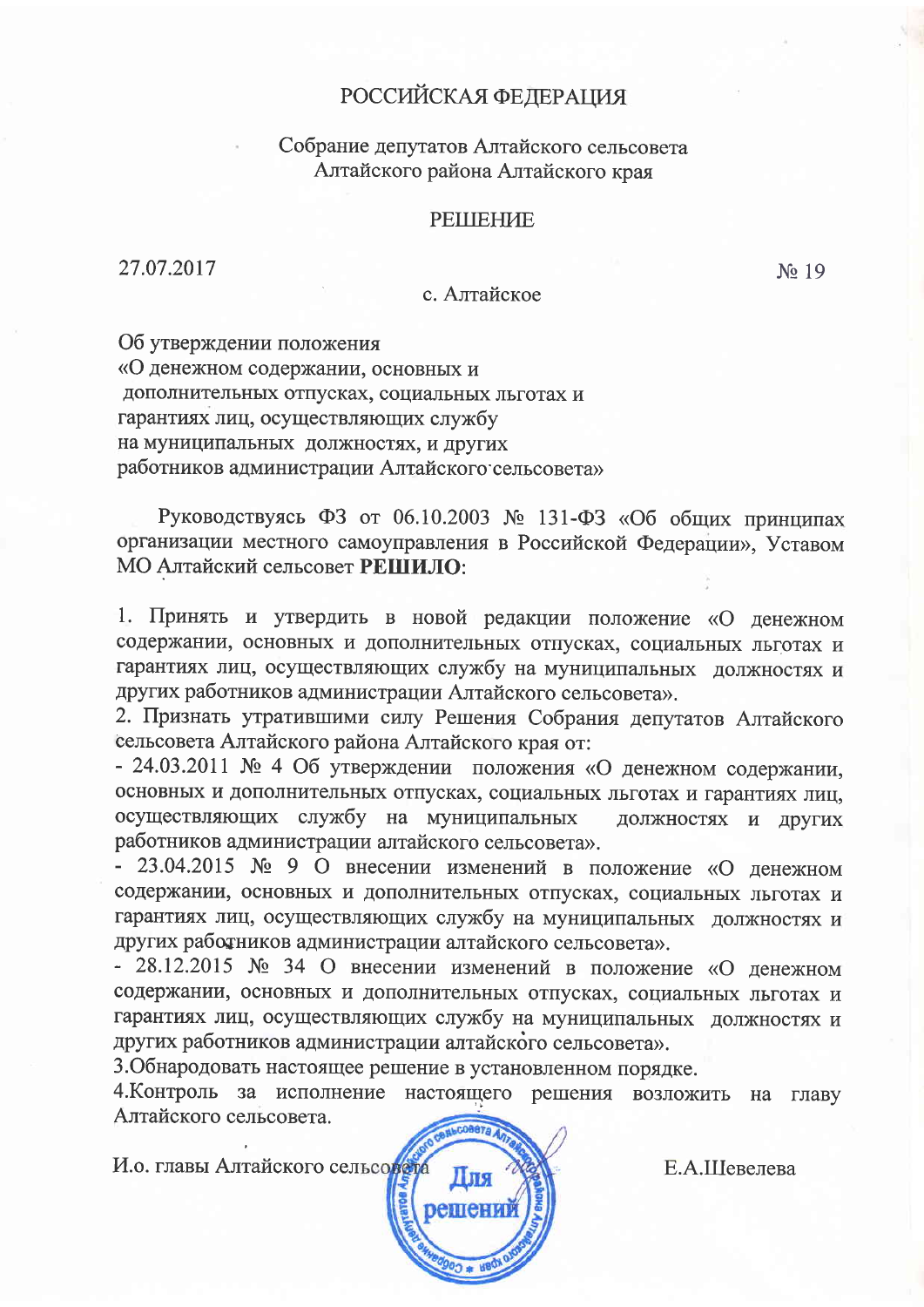# РОССИЙСКАЯ ФЕДЕРАЦИЯ

Собрание депутатов Алтайского сельсовета
Алтайского района Алтайского края

## РЕШЕНИЕ

27.07.2017 № 19

с. Алтайское

Об утверждении положения
«О денежном содержании, основных и
дополнительных отпусках, социальных льготах и
гарантиях лиц, осуществляющих службу
на муниципальных должностях, и других
работников администрации Алтайского сельсовета»

Руководствуясь ФЗ от 06.10.2003 № 131-ФЗ «Об общих принципах организации местного самоуправления в Российской Федерации», Уставом МО Алтайский сельсовет **РЕШИЛО**:

1. Принять и утвердить в новой редакции положение «О денежном содержании, основных и дополнительных отпусках, социальных льготах и гарантиях лиц, осуществляющих службу на муниципальных должностях и других работников администрации Алтайского сельсовета».
2. Признать утратившими силу Решения Собрания депутатов Алтайского сельсовета Алтайского района Алтайского края от:
- 24.03.2011 № 4 Об утверждении положения «О денежном содержании, основных и дополнительных отпусках, социальных льготах и гарантиях лиц, осуществляющих службу на муниципальных должностях и других работников администрации алтайского сельсовета».
- 23.04.2015 № 9 О внесении изменений в положение «О денежном содержании, основных и дополнительных отпусках, социальных льготах и гарантиях лиц, осуществляющих службу на муниципальных должностях и других работников администрации алтайского сельсовета».
- 28.12.2015 № 34 О внесении изменений в положение «О денежном содержании, основных и дополнительных отпусках, социальных льготах и гарантиях лиц, осуществляющих службу на муниципальных должностях и других работников администрации алтайского сельсовета».
3. Обнародовать настоящее решение в установленном порядке.
4. Контроль за исполнение настоящего решения возложить на главу Алтайского сельсовета.

И.о. главы Алтайского сельсовета Е.А.Шевелева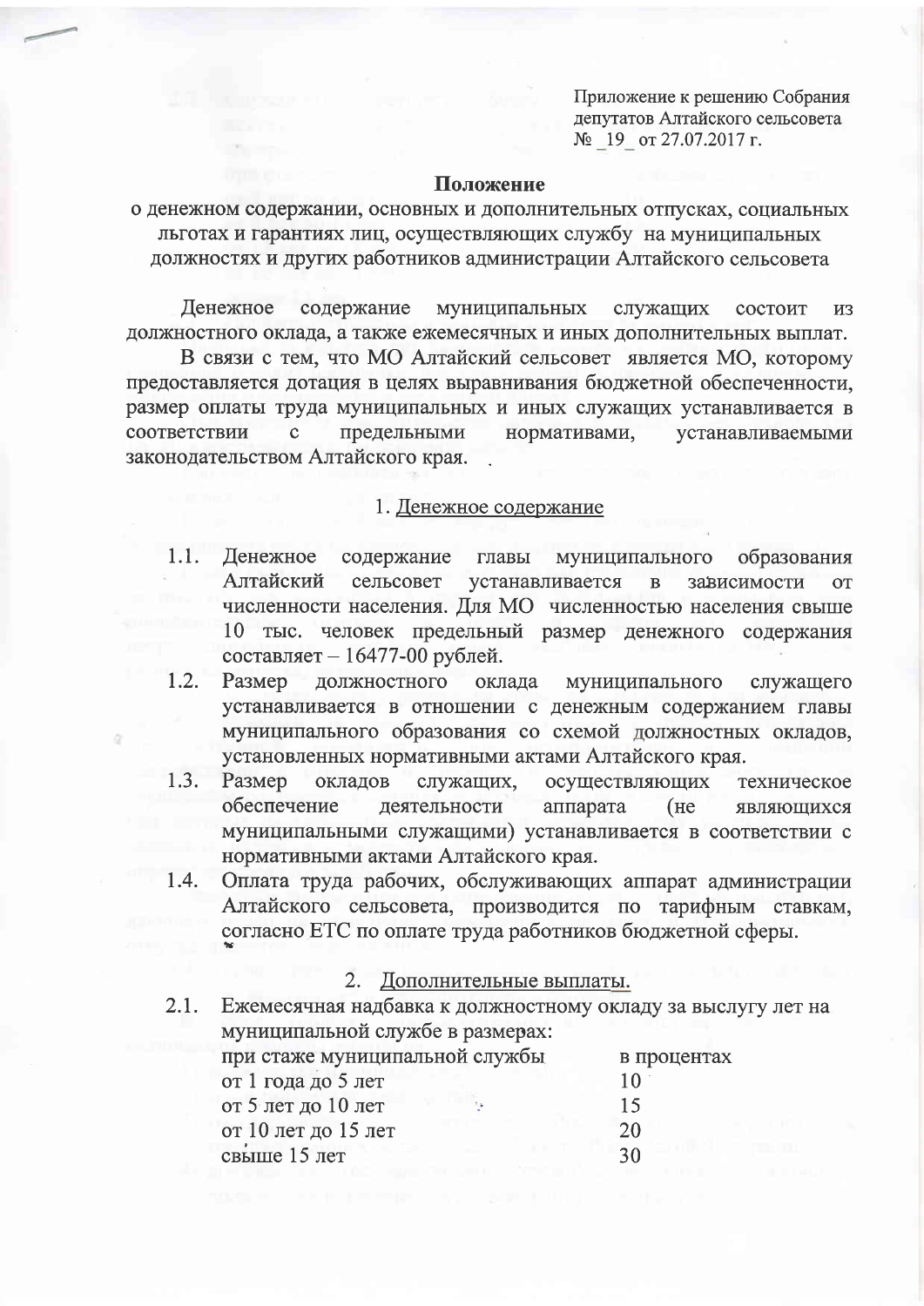Приложение к решению Собрания депутатов Алтайского сельсовета № _19_ от 27.07.2017 г.

## Положение

### о денежном содержании, основных и дополнительных отпусках, социальных льготах и гарантиях лиц, осуществляющих службу на муниципальных должностях и других работников администрации Алтайского сельсовета

Денежное содержание муниципальных служащих состоит из должностного оклада, а также ежемесячных и иных дополнительных выплат.

В связи с тем, что МО Алтайский сельсовет является МО, которому предоставляется дотация в целях выравнивания бюджетной обеспеченности, размер оплаты труда муниципальных и иных служащих устанавливается в соответствии с предельными нормативами, устанавливаемыми законодательством Алтайского края.

### 1. Денежное содержание

1.1. Денежное содержание главы муниципального образования Алтайский сельсовет устанавливается в зависимости от численности населения. Для МО численностью населения свыше 10 тыс. человек предельный размер денежного содержания составляет – 16477-00 рублей.

1.2. Размер должностного оклада муниципального служащего устанавливается в отношении с денежным содержанием главы муниципального образования со схемой должностных окладов, установленных нормативными актами Алтайского края.

1.3. Размер окладов служащих, осуществляющих техническое обеспечение деятельности аппарата (не являющихся муниципальными служащими) устанавливается в соответствии с нормативными актами Алтайского края.

1.4. Оплата труда рабочих, обслуживающих аппарат администрации Алтайского сельсовета, производится по тарифным ставкам, согласно ЕТС по оплате труда работников бюджетной сферы.

### 2. Дополнительные выплаты.

2.1. Ежемесячная надбавка к должностному окладу за выслугу лет на муниципальной службе в размерах:

| при стаже муниципальной службы | в процентах |
|---|---|
| от 1 года до 5 лет | 10 |
| от 5 лет до 10 лет | 15 |
| от 10 лет до 15 лет | 20 |
| свыше 15 лет | 30 |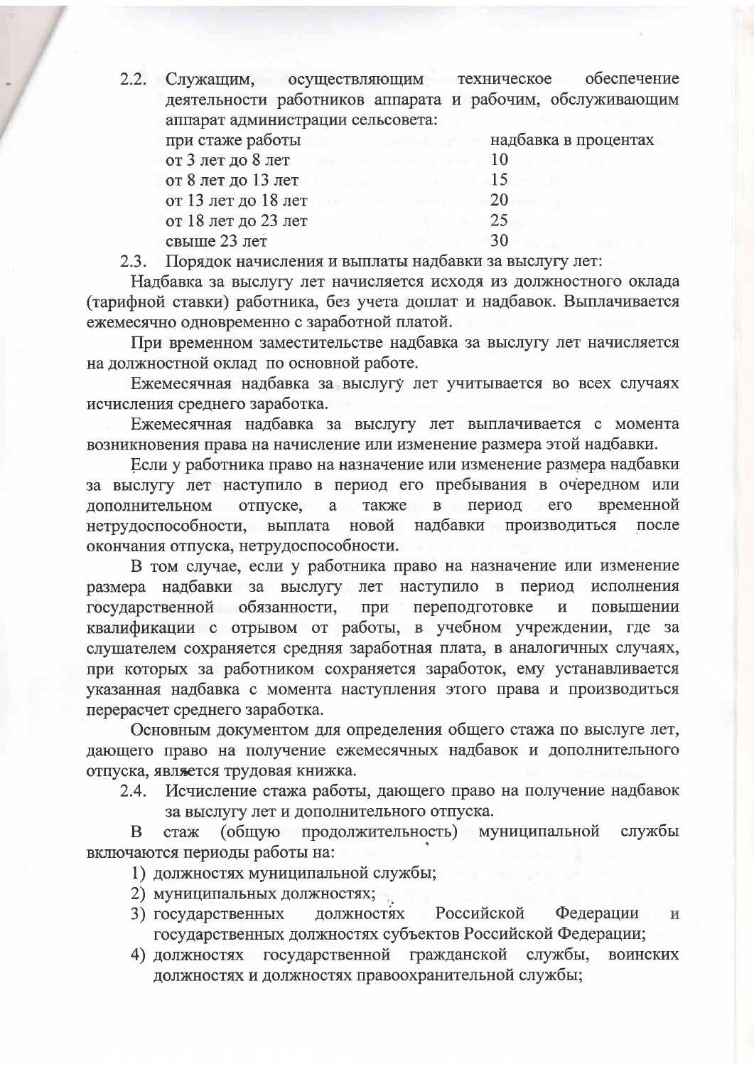2.2. Служащим, осуществляющим техническое обеспечение деятельности работников аппарата и рабочим, обслуживающим аппарат администрации сельсовета:

| при стаже работы | надбавка в процентах |
|---|---|
| от 3 лет до 8 лет | 10 |
| от 8 лет до 13 лет | 15 |
| от 13 лет до 18 лет | 20 |
| от 18 лет до 23 лет | 25 |
| свыше 23 лет | 30 |

2.3. Порядок начисления и выплаты надбавки за выслугу лет:

Надбавка за выслугу лет начисляется исходя из должностного оклада (тарифной ставки) работника, без учета доплат и надбавок. Выплачивается ежемесячно одновременно с заработной платой.

При временном заместительстве надбавка за выслугу лет начисляется на должностной оклад по основной работе.

Ежемесячная надбавка за выслугу лет учитывается во всех случаях исчисления среднего заработка.

Ежемесячная надбавка за выслугу лет выплачивается с момента возникновения права на начисление или изменение размера этой надбавки.

Если у работника право на назначение или изменение размера надбавки за выслугу лет наступило в период его пребывания в очередном или дополнительном отпуске, а также в период его временной нетрудоспособности, выплата новой надбавки производиться после окончания отпуска, нетрудоспособности.

В том случае, если у работника право на назначение или изменение размера надбавки за выслугу лет наступило в период исполнения государственной обязанности, при переподготовке и повышении квалификации с отрывом от работы, в учебном учреждении, где за слушателем сохраняется средняя заработная плата, в аналогичных случаях, при которых за работником сохраняется заработок, ему устанавливается указанная надбавка с момента наступления этого права и производиться перерасчет среднего заработка.

Основным документом для определения общего стажа по выслуге лет, дающего право на получение ежемесячных надбавок и дополнительного отпуска, является трудовая книжка.

2.4. Исчисление стажа работы, дающего право на получение надбавок за выслугу лет и дополнительного отпуска.

В стаж (общую продолжительность) муниципальной службы включаются периоды работы на:

1) должностях муниципальной службы;
2) муниципальных должностях;
3) государственных должностях Российской Федерации и государственных должностях субъектов Российской Федерации;
4) должностях государственной гражданской службы, воинских должностях и должностях правоохранительной службы;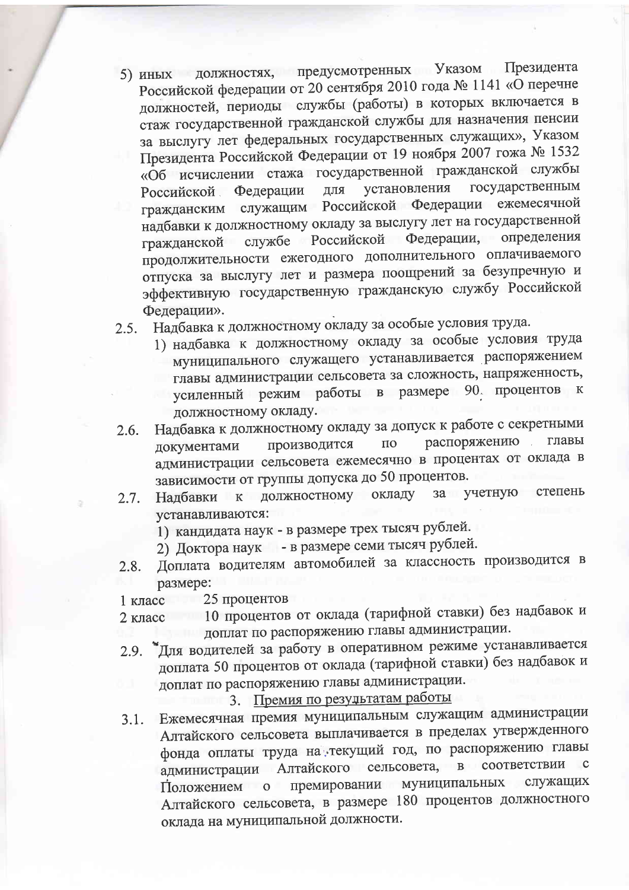5) иных должностях, предусмотренных Указом Президента Российской федерации от 20 сентября 2010 года № 1141 «О перечне должностей, периоды службы (работы) в которых включается в стаж государственной гражданской службы для назначения пенсии за выслугу лет федеральных государственных служащих», Указом Президента Российской Федерации от 19 ноября 2007 гожа № 1532 «Об исчислении стажа государственной гражданской службы Российской Федерации для установления государственным гражданским служащим Российской Федерации ежемесячной надбавки к должностному окладу за выслугу лет на государственной гражданской службе Российской Федерации, определения продолжительности ежегодного дополнительного оплачиваемого отпуска за выслугу лет и размера поощрений за безупречную и эффективную государственную гражданскую службу Российской Федерации».

2.5. Надбавка к должностному окладу за особые условия труда.

1) надбавка к должностному окладу за особые условия труда муниципального служащего устанавливается распоряжением главы администрации сельсовета за сложность, напряженность, усиленный режим работы в размере 90 процентов к должностному окладу.

2.6. Надбавка к должностному окладу за допуск к работе с секретными документами производится по распоряжению главы администрации сельсовета ежемесячно в процентах от оклада в зависимости от группы допуска до 50 процентов.

2.7. Надбавки к должностному окладу за учетную степень устанавливаются:

1) кандидата наук - в размере трех тысяч рублей.
2) Доктора наук - в размере семи тысяч рублей.

2.8. Доплата водителям автомобилей за классность производится в размере:

1 класс 25 процентов
2 класс 10 процентов от оклада (тарифной ставки) без надбавок и доплат по распоряжению главы администрации.

2.9. Для водителей за работу в оперативном режиме устанавливается доплата 50 процентов от оклада (тарифной ставки) без надбавок и доплат по распоряжению главы администрации.

## 3. Премия по результатам работы

3.1. Ежемесячная премия муниципальным служащим администрации Алтайского сельсовета выплачивается в пределах утвержденного фонда оплаты труда на текущий год, по распоряжению главы администрации Алтайского сельсовета, в соответствии с Положением о премировании муниципальных служащих Алтайского сельсовета, в размере 180 процентов должностного оклада на муниципальной должности.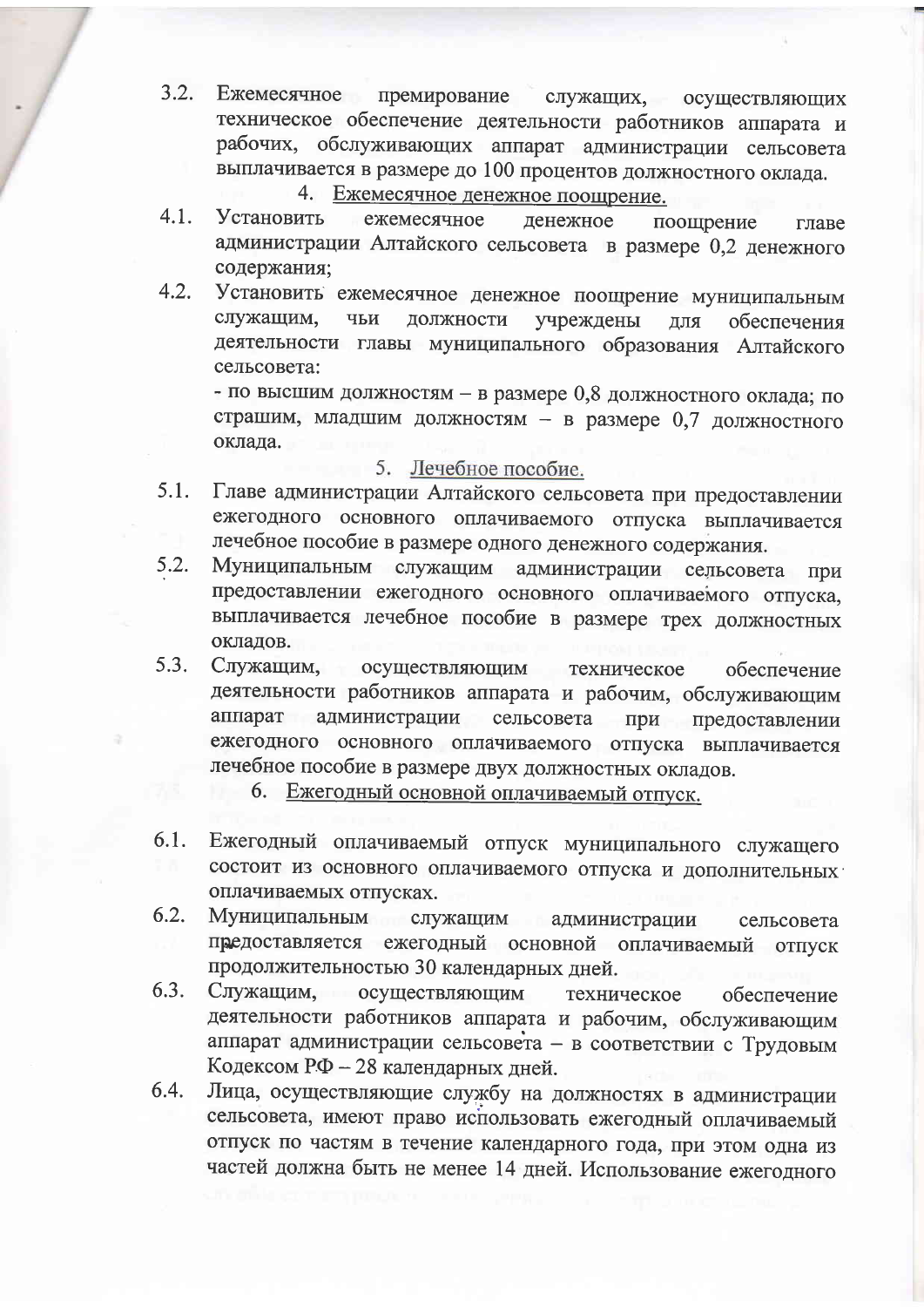3.2. Ежемесячное премирование служащих, осуществляющих техническое обеспечение деятельности работников аппарата и рабочих, обслуживающих аппарат администрации сельсовета выплачивается в размере до 100 процентов должностного оклада.

4. Ежемесячное денежное поощрение.

4.1. Установить ежемесячное денежное поощрение главе администрации Алтайского сельсовета в размере 0,2 денежного содержания;

4.2. Установить ежемесячное денежное поощрение муниципальным служащим, чьи должности учреждены для обеспечения деятельности главы муниципального образования Алтайского сельсовета:
- по высшим должностям – в размере 0,8 должностного оклада; по страшим, младшим должностям – в размере 0,7 должностного оклада.

5. Лечебное пособие.

5.1. Главе администрации Алтайского сельсовета при предоставлении ежегодного основного оплачиваемого отпуска выплачивается лечебное пособие в размере одного денежного содержания.

5.2. Муниципальным служащим администрации сельсовета при предоставлении ежегодного основного оплачиваемого отпуска, выплачивается лечебное пособие в размере трех должностных окладов.

5.3. Служащим, осуществляющим техническое обеспечение деятельности работников аппарата и рабочим, обслуживающим аппарат администрации сельсовета при предоставлении ежегодного основного оплачиваемого отпуска выплачивается лечебное пособие в размере двух должностных окладов.

6. Ежегодный основной оплачиваемый отпуск.

6.1. Ежегодный оплачиваемый отпуск муниципального служащего состоит из основного оплачиваемого отпуска и дополнительных оплачиваемых отпусках.

6.2. Муниципальным служащим администрации сельсовета предоставляется ежегодный основной оплачиваемый отпуск продолжительностью 30 календарных дней.

6.3. Служащим, осуществляющим техническое обеспечение деятельности работников аппарата и рабочим, обслуживающим аппарат администрации сельсовета – в соответствии с Трудовым Кодексом РФ – 28 календарных дней.

6.4. Лица, осуществляющие службу на должностях в администрации сельсовета, имеют право использовать ежегодный оплачиваемый отпуск по частям в течение календарного года, при этом одна из частей должна быть не менее 14 дней. Использование ежегодного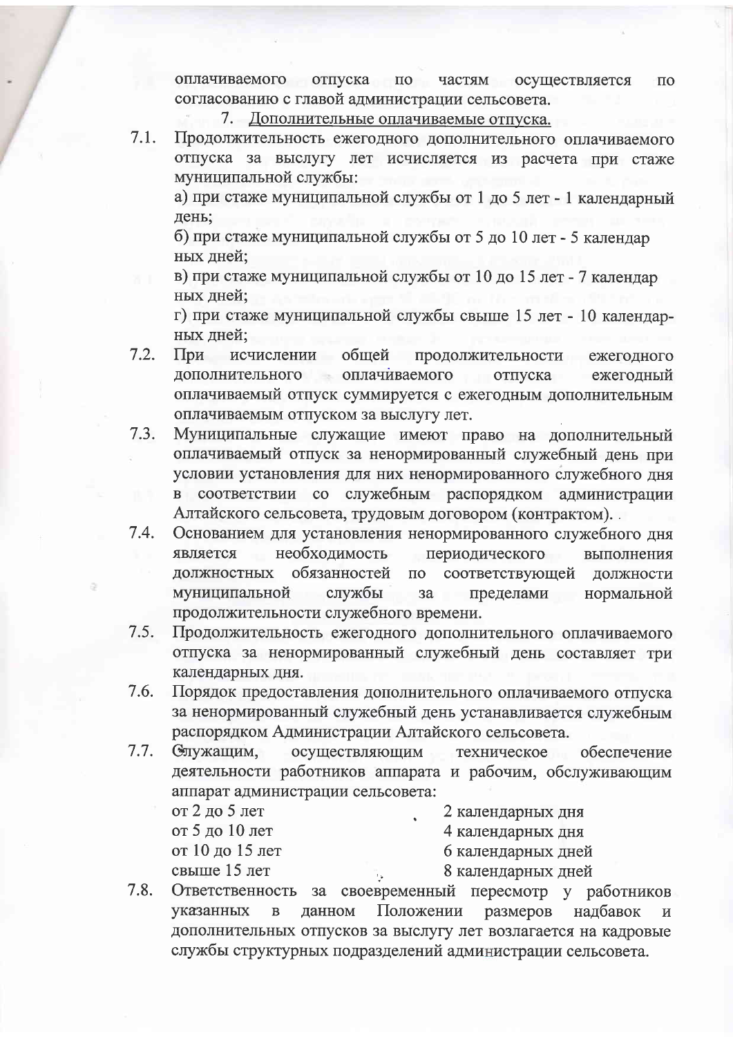оплачиваемого отпуска по частям осуществляется по согласованию с главой администрации сельсовета.

7. Дополнительные оплачиваемые отпуска.

7.1. Продолжительность ежегодного дополнительного оплачиваемого отпуска за выслугу лет исчисляется из расчета при стаже муниципальной службы:

а) при стаже муниципальной службы от 1 до 5 лет - 1 календарный день;

б) при стаже муниципальной службы от 5 до 10 лет - 5 календар ных дней;

в) при стаже муниципальной службы от 10 до 15 лет - 7 календар ных дней;

г) при стаже муниципальной службы свыше 15 лет - 10 календарных дней;

7.2. При исчислении общей продолжительности ежегодного дополнительного оплачиваемого отпуска ежегодный оплачиваемый отпуск суммируется с ежегодным дополнительным оплачиваемым отпуском за выслугу лет.

7.3. Муниципальные служащие имеют право на дополнительный оплачиваемый отпуск за ненормированный служебный день при условии установления для них ненормированного служебного дня в соответствии со служебным распорядком администрации Алтайского сельсовета, трудовым договором (контрактом).

7.4. Основанием для установления ненормированного служебного дня является необходимость периодического выполнения должностных обязанностей по соответствующей должности муниципальной службы за пределами нормальной продолжительности служебного времени.

7.5. Продолжительность ежегодного дополнительного оплачиваемого отпуска за ненормированный служебный день составляет три календарных дня.

7.6. Порядок предоставления дополнительного оплачиваемого отпуска за ненормированный служебный день устанавливается служебным распорядком Администрации Алтайского сельсовета.

7.7. Служащим, осуществляющим техническое обеспечение деятельности работников аппарата и рабочим, обслуживающим аппарат администрации сельсовета:

| | |
|---|---|
| от 2 до 5 лет | 2 календарных дня |
| от 5 до 10 лет | 4 календарных дня |
| от 10 до 15 лет | 6 календарных дней |
| свыше 15 лет | 8 календарных дней |

7.8. Ответственность за своевременный пересмотр у работников указанных в данном Положении размеров надбавок и дополнительных отпусков за выслугу лет возлагается на кадровые службы структурных подразделений администрации сельсовета.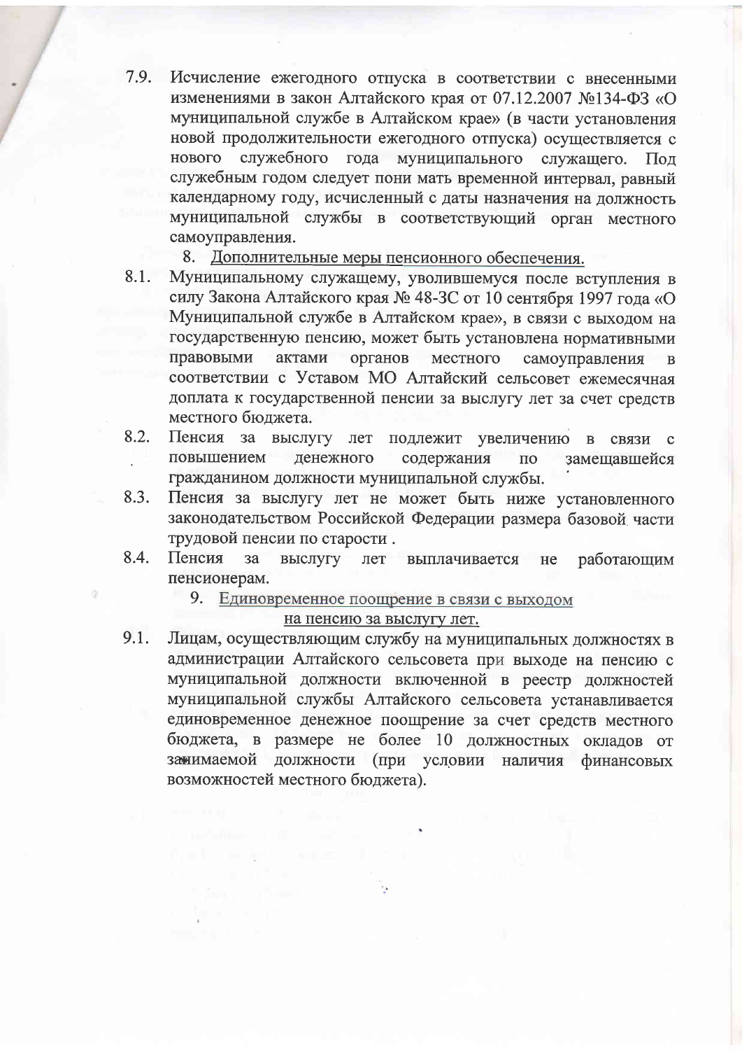7.9. Исчисление ежегодного отпуска в соответствии с внесенными изменениями в закон Алтайского края от 07.12.2007 №134-ФЗ «О муниципальной службе в Алтайском крае» (в части установления новой продолжительности ежегодного отпуска) осуществляется с нового служебного года муниципального служащего. Под служебным годом следует пони мать временной интервал, равный календарному году, исчисленный с даты назначения на должность муниципальной службы в соответствующий орган местного самоуправления.

8. Дополнительные меры пенсионного обеспечения.

8.1. Муниципальному служащему, уволившемуся после вступления в силу Закона Алтайского края № 48-ЗС от 10 сентября 1997 года «О Муниципальной службе в Алтайском крае», в связи с выходом на государственную пенсию, может быть установлена нормативными правовыми актами органов местного самоуправления в соответствии с Уставом МО Алтайский сельсовет ежемесячная доплата к государственной пенсии за выслугу лет за счет средств местного бюджета.

8.2. Пенсия за выслугу лет подлежит увеличению в связи с повышением денежного содержания по замещавшейся гражданином должности муниципальной службы.

8.3. Пенсия за выслугу лет не может быть ниже установленного законодательством Российской Федерации размера базовой части трудовой пенсии по старости .

8.4. Пенсия за выслугу лет выплачивается не работающим пенсионерам.

9. Единовременное поощрение в связи с выходом на пенсию за выслугу лет.

9.1. Лицам, осуществляющим службу на муниципальных должностях в администрации Алтайского сельсовета при выходе на пенсию с муниципальной должности включенной в реестр должностей муниципальной службы Алтайского сельсовета устанавливается единовременное денежное поощрение за счет средств местного бюджета, в размере не более 10 должностных окладов от занимаемой должности (при условии наличия финансовых возможностей местного бюджета).